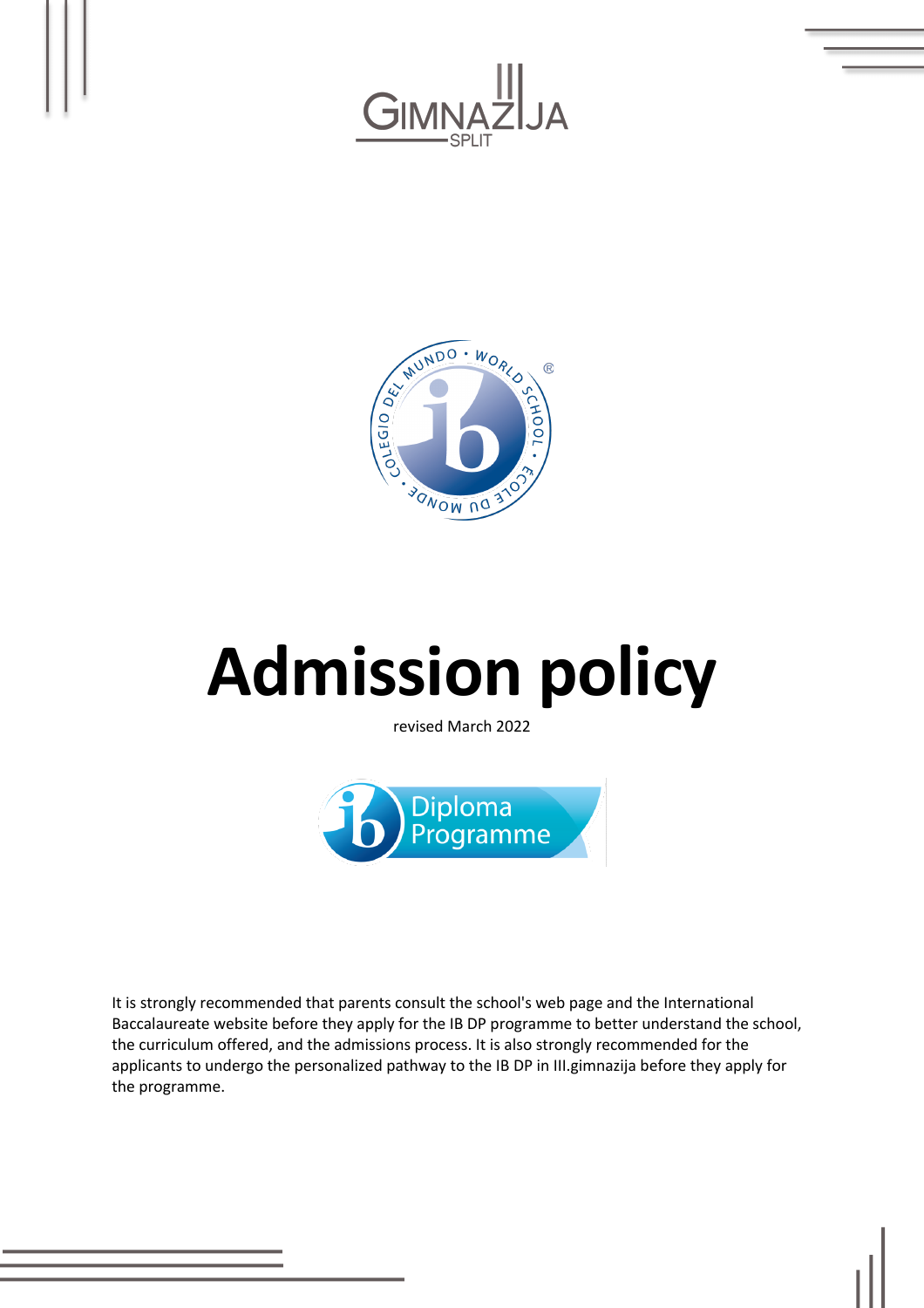# Admission policy

revised March 2022

It is strongly recommended that parents consult the school's web page and the International Baccalaureate website before they apply for the IB DP programme to better understand the school, the curriculum offered, and the admissions process. It is also strongly recommended for the applicants to undergo the personalized pathway to the IB DP in III.gimnazija before they apply for the programme.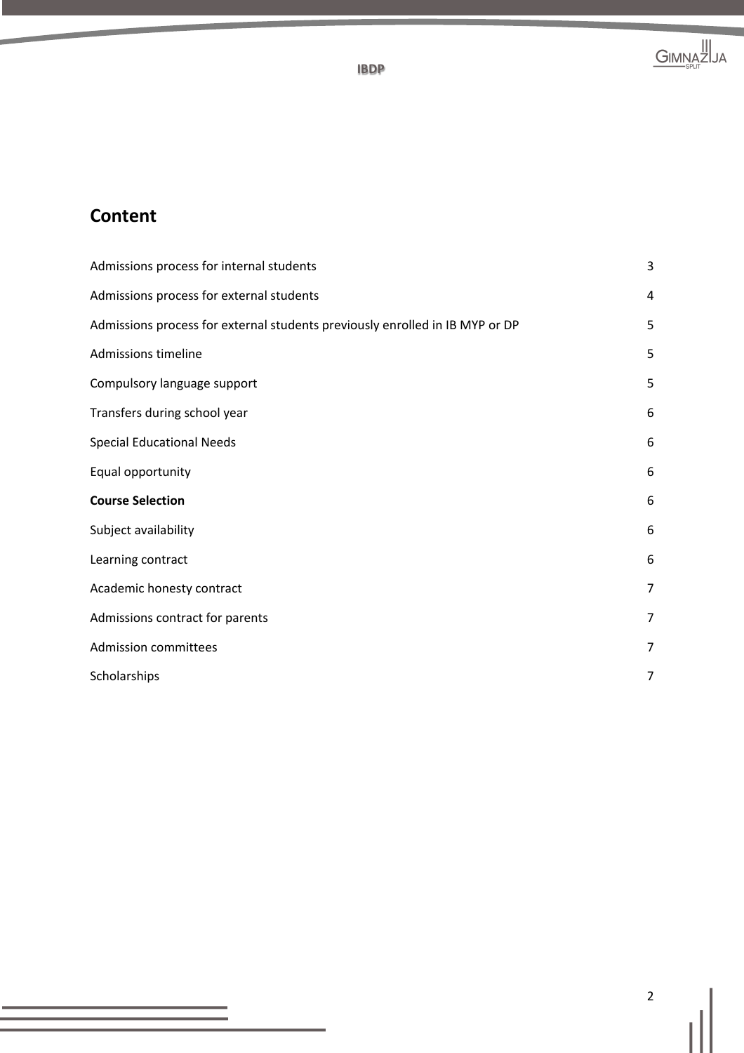## Content

| | |
|---|---|
| Admissions process for internal students | 3 |
| Admissions process for external students | 4 |
| Admissions process for external students previously enrolled in IB MYP or DP | 5 |
| Admissions timeline | 5 |
| Compulsory language support | 5 |
| Transfers during school year | 6 |
| Special Educational Needs | 6 |
| Equal opportunity | 6 |
| **Course Selection** | 6 |
| Subject availability | 6 |
| Learning contract | 6 |
| Academic honesty contract | 7 |
| Admissions contract for parents | 7 |
| Admission committees | 7 |
| Scholarships | 7 |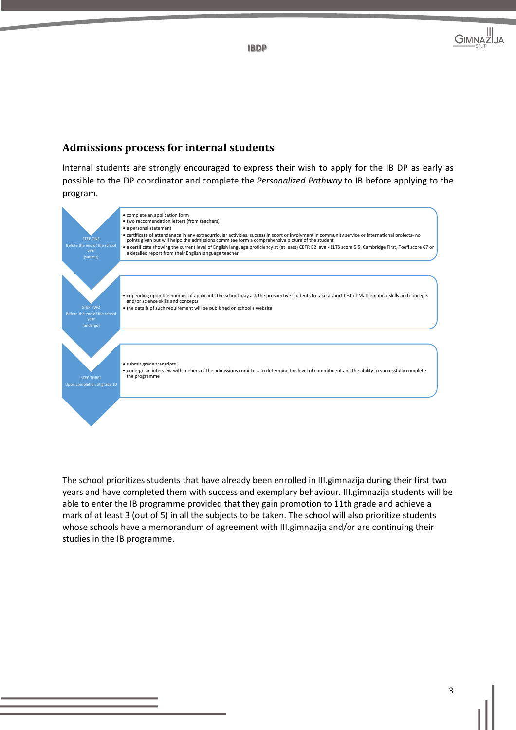## Admissions process for internal students

Internal students are strongly encouraged to express their wish to apply for the IB DP as early as possible to the DP coordinator and complete the *Personalized Pathway* to IB before applying to the program.

**STEP ONE**
Before the end of the school year
(submit)

- complete an application form
- two reccomendation letters (from teachers)
- a personal statement
- certificate of attendanece in any extracurricular activities, success in sport or involvment in community service or international projects- no points given but will helpo the admissions commitee form a comprehensive picture of the student
- a certificate showing the current level of English language proficiency at (at least) CEFR B2 level-IELTS score 5.5, Cambridge First, Toefl score 67 or a detailed report from their English language teacher

**STEP TWO**
Before the end of the school year
(undergo)

- depending upon the number of applicants the school may ask the prospective students to take a short test of Mathematical skills and concepts and/or science skills and concepts
- the details of such requirement will be published on school's website

**STEP THREE**
Upon completion of grade 10

- submit grade transripts
- undergo an interview with mebers of the admissions comittess to determine the level of commitment and the ability to successfully complete the programme

The school prioritizes students that have already been enrolled in III.gimnazija during their first two years and have completed them with success and exemplary behaviour. III.gimnazija students will be able to enter the IB programme provided that they gain promotion to 11th grade and achieve a mark of at least 3 (out of 5) in all the subjects to be taken. The school will also prioritize students whose schools have a memorandum of agreement with III.gimnazija and/or are continuing their studies in the IB programme.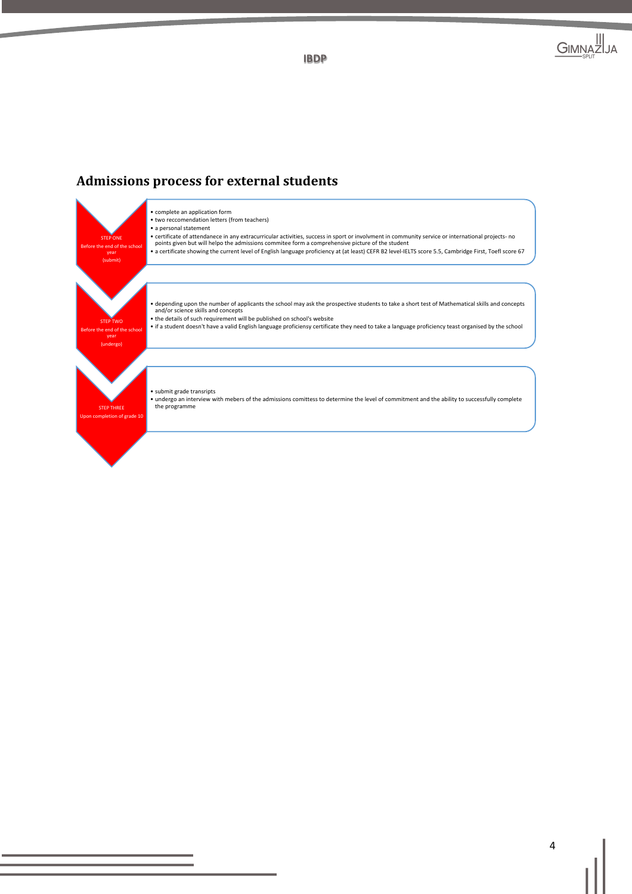## Admissions process for external students

**STEP ONE**
Before the end of the school year
(submit)

- complete an application form
- two reccomendation letters (from teachers)
- a personal statement
- certificate of attendanece in any extracurricular activities, success in sport or involvment in community service or international projects- no points given but will helpo the admissions commitee form a comprehensive picture of the student
- a certificate showing the current level of English language proficiency at (at least) CEFR B2 level-IELTS score 5.5, Cambridge First, Toefl score 67

**STEP TWO**
Before the end of the school year
(undergo)

- depending upon the number of applicants the school may ask the prospective students to take a short test of Mathematical skills and concepts and/or science skills and concepts
- the details of such requirement will be published on school's website
- if a student doesn't have a valid English language proficiensy certificate they need to take a language proficiency teast organised by the school

**STEP THREE**
Upon completion of grade 10

- submit grade transripts
- undergo an interview with mebers of the admissions comittess to determine the level of commitment and the ability to successfully complete the programme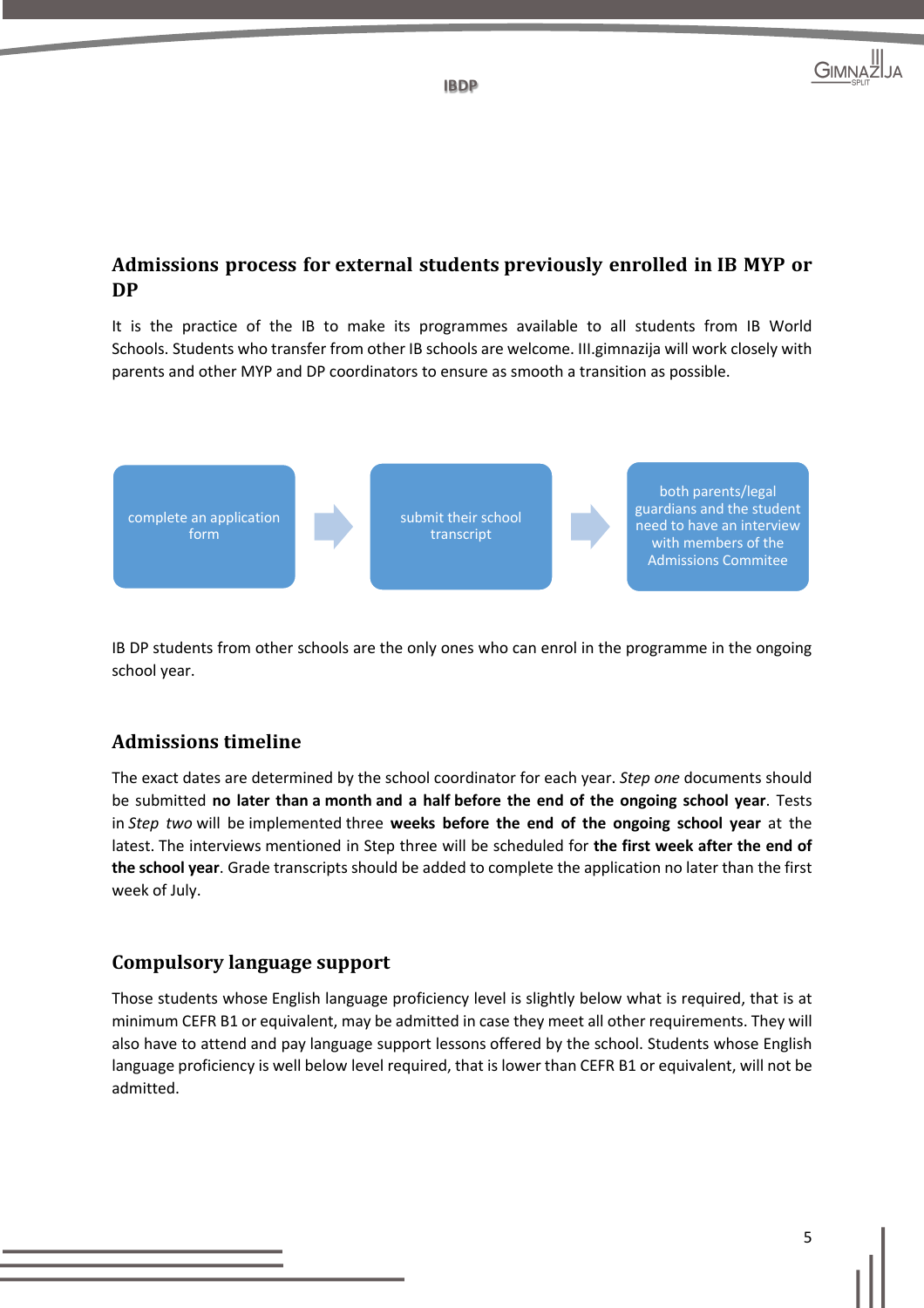## Admissions process for external students previously enrolled in IB MYP or DP

It is the practice of the IB to make its programmes available to all students from IB World Schools. Students who transfer from other IB schools are welcome. III.gimnazija will work closely with parents and other MYP and DP coordinators to ensure as smooth a transition as possible.

complete an application form → submit their school transcript → both parents/legal guardians and the student need to have an interview with members of the Admissions Commitee

IB DP students from other schools are the only ones who can enrol in the programme in the ongoing school year.

## Admissions timeline

The exact dates are determined by the school coordinator for each year. *Step one* documents should be submitted **no later than a month and a half before the end of the ongoing school year**. Tests in *Step two* will be implemented three **weeks before the end of the ongoing school year** at the latest. The interviews mentioned in Step three will be scheduled for **the first week after the end of the school year**. Grade transcripts should be added to complete the application no later than the first week of July.

## Compulsory language support

Those students whose English language proficiency level is slightly below what is required, that is at minimum CEFR B1 or equivalent, may be admitted in case they meet all other requirements. They will also have to attend and pay language support lessons offered by the school. Students whose English language proficiency is well below level required, that is lower than CEFR B1 or equivalent, will not be admitted.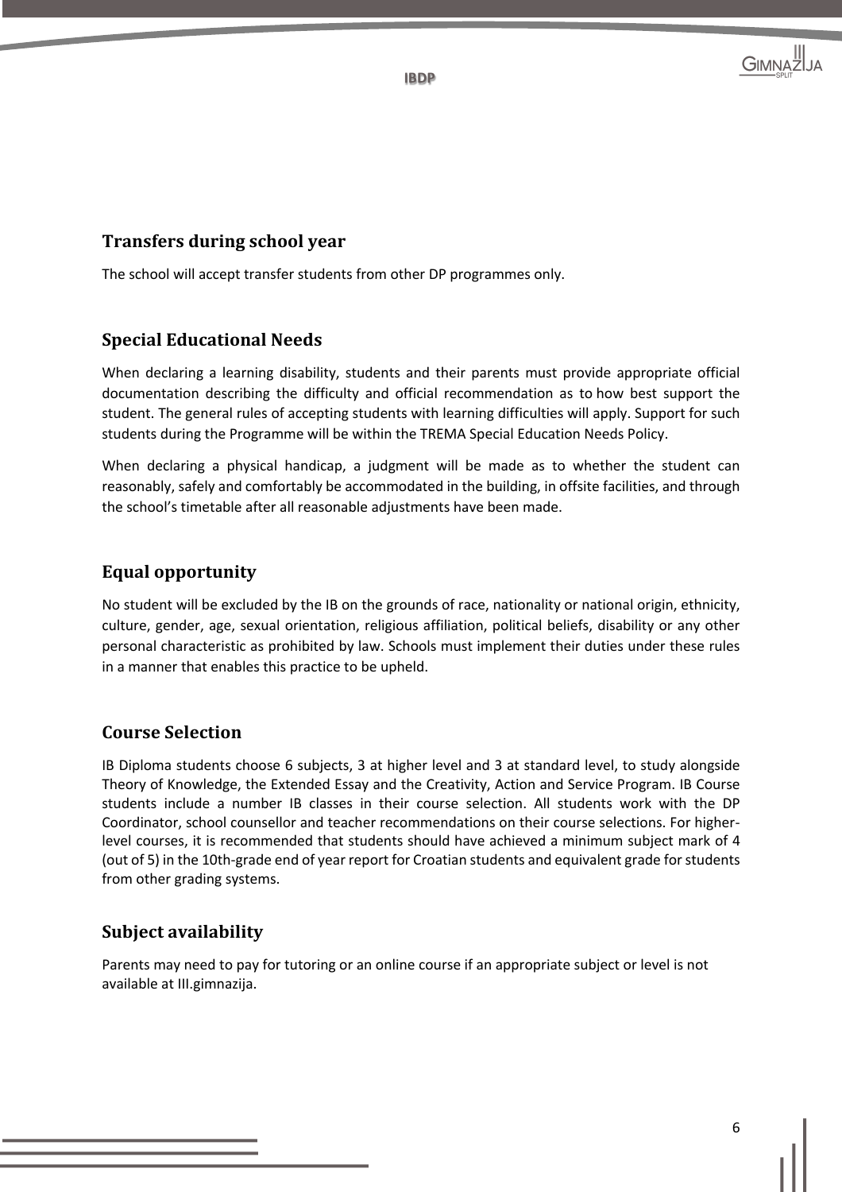## Transfers during school year

The school will accept transfer students from other DP programmes only.

## Special Educational Needs

When declaring a learning disability, students and their parents must provide appropriate official documentation describing the difficulty and official recommendation as to how best support the student. The general rules of accepting students with learning difficulties will apply. Support for such students during the Programme will be within the TREMA Special Education Needs Policy.

When declaring a physical handicap, a judgment will be made as to whether the student can reasonably, safely and comfortably be accommodated in the building, in offsite facilities, and through the school's timetable after all reasonable adjustments have been made.

## Equal opportunity

No student will be excluded by the IB on the grounds of race, nationality or national origin, ethnicity, culture, gender, age, sexual orientation, religious affiliation, political beliefs, disability or any other personal characteristic as prohibited by law. Schools must implement their duties under these rules in a manner that enables this practice to be upheld.

## Course Selection

IB Diploma students choose 6 subjects, 3 at higher level and 3 at standard level, to study alongside Theory of Knowledge, the Extended Essay and the Creativity, Action and Service Program. IB Course students include a number IB classes in their course selection. All students work with the DP Coordinator, school counsellor and teacher recommendations on their course selections. For higher-level courses, it is recommended that students should have achieved a minimum subject mark of 4 (out of 5) in the 10th-grade end of year report for Croatian students and equivalent grade for students from other grading systems.

## Subject availability

Parents may need to pay for tutoring or an online course if an appropriate subject or level is not available at III.gimnazija.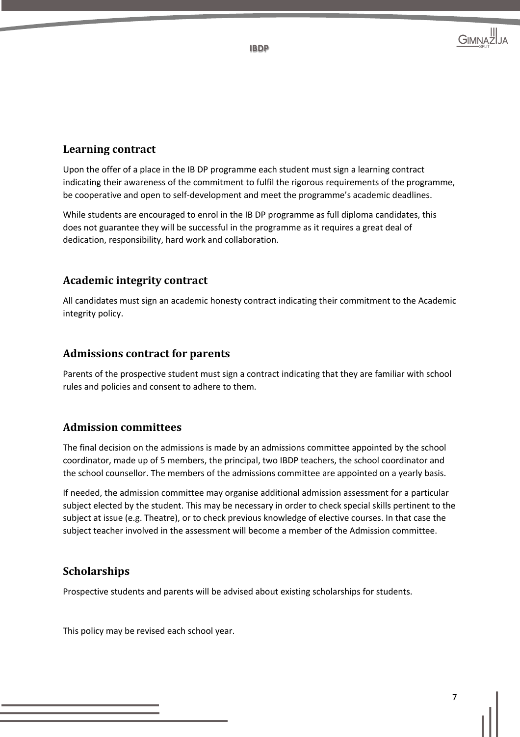## Learning contract

Upon the offer of a place in the IB DP programme each student must sign a learning contract indicating their awareness of the commitment to fulfil the rigorous requirements of the programme, be cooperative and open to self-development and meet the programme's academic deadlines.

While students are encouraged to enrol in the IB DP programme as full diploma candidates, this does not guarantee they will be successful in the programme as it requires a great deal of dedication, responsibility, hard work and collaboration.

## Academic integrity contract

All candidates must sign an academic honesty contract indicating their commitment to the Academic integrity policy.

## Admissions contract for parents

Parents of the prospective student must sign a contract indicating that they are familiar with school rules and policies and consent to adhere to them.

## Admission committees

The final decision on the admissions is made by an admissions committee appointed by the school coordinator, made up of 5 members, the principal, two IBDP teachers, the school coordinator and the school counsellor. The members of the admissions committee are appointed on a yearly basis.

If needed, the admission committee may organise additional admission assessment for a particular subject elected by the student. This may be necessary in order to check special skills pertinent to the subject at issue (e.g. Theatre), or to check previous knowledge of elective courses. In that case the subject teacher involved in the assessment will become a member of the Admission committee.

## Scholarships

Prospective students and parents will be advised about existing scholarships for students.

This policy may be revised each school year.